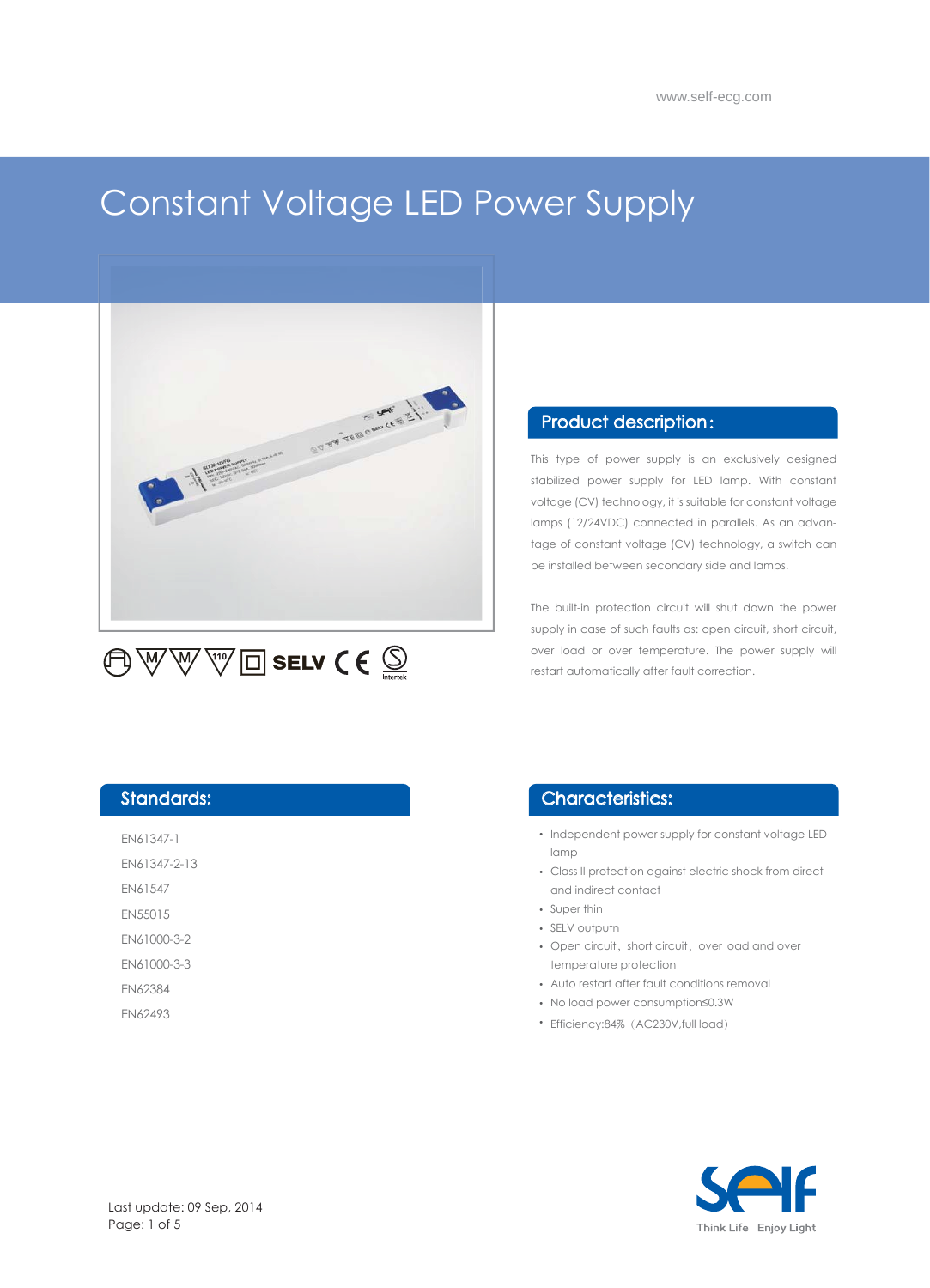# Constant Voltage LED Power Supply

SELV

## Product description:

This type of power supply is an exclusively designed stabilized power supply for LED lamp. With constant voltage (CV) technology, it is suitable for constant voltage lamps (12/24VDC) connected in parallels. As an advantage of constant voltage (CV) technology, a switch can be installed between secondary side and lamps.

The built-in protection circuit will shut down the power supply in case of such faults as: open circuit, short circuit, over load or over temperature. The power supply will restart automatically after fault correction.

## Standards:

EN61347-1

EN61347-2-13

EN61547

EN55015

EN61000-3-2

EN61000-3-3

EN62384

EN62493

## Characteristics:

- Independent power supply for constant voltage LED lamp
- Class II protection against electric shock from direct and indirect contact
- Super thin
- SELV outputn
- Open circuit, short circuit, over load and over temperature protection
- Auto restart after fault conditions removal
- No load power consumption≤0.3W
- Efficiency:84%（AC230V,full load）

Last update: 09 Sep, 2014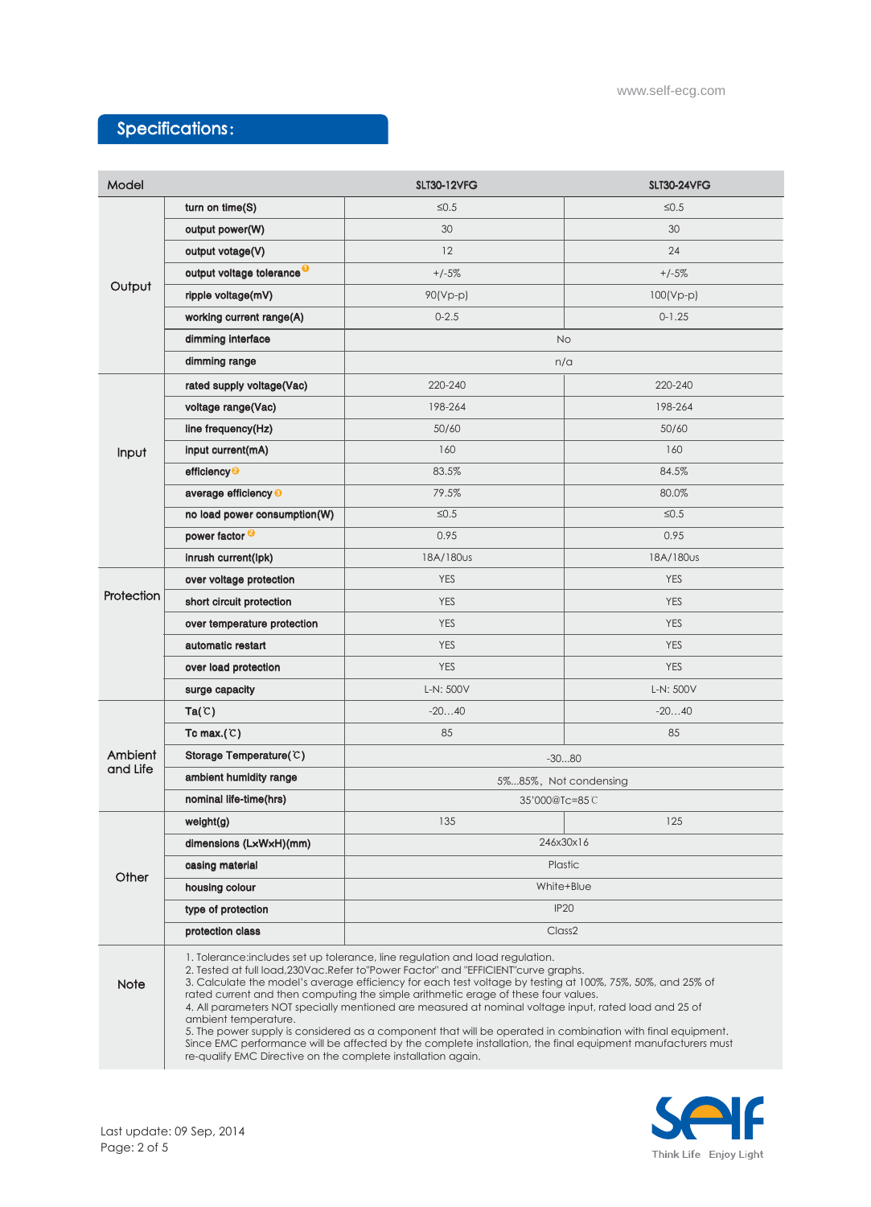## Specifications:

| Model | | SLT30-12VFG | SLT30-24VFG |
|---|---|---|---|
| Output | turn on time(S) | ≤0.5 | ≤0.5 |
| | output power(W) | 30 | 30 |
| | output votage(V) | 12 | 24 |
| | output voltage tolerance [1] | +/-5% | +/-5% |
| | ripple voltage(mV) | 90(Vp-p) | 100(Vp-p) |
| | working current range(A) | 0-2.5 | 0-1.25 |
| | dimming interface | No | |
| | dimming range | n/a | |
| Input | rated supply voltage(Vac) | 220-240 | 220-240 |
| | voltage range(Vac) | 198-264 | 198-264 |
| | line frequency(Hz) | 50/60 | 50/60 |
| | input current(mA) | 160 | 160 |
| | efficiency [2] | 83.5% | 84.5% |
| | average efficiency [3] | 79.5% | 80.0% |
| | no load power consumption(W) | ≤0.5 | ≤0.5 |
| | power factor [2] | 0.95 | 0.95 |
| | inrush current(Ipk) | 18A/180us | 18A/180us |
| Protection | over voltage protection | YES | YES |
| | short circuit protection | YES | YES |
| | over temperature protection | YES | YES |
| | automatic restart | YES | YES |
| | over load protection | YES | YES |
| | surge capacity | L-N: 500V | L-N: 500V |
| Ambient and Life | Ta(℃) | -20…40 | -20…40 |
| | Tc max.(℃) | 85 | 85 |
| | Storage Temperature(℃) | -30...80 | |
| | ambient humidity range | 5%...85%，Not condensing | |
| | nominal life-time(hrs) | 35'000@Tc=85℃ | |
| Other | weight(g) | 135 | 125 |
| | dimensions (LxWxH)(mm) | 246x30x16 | |
| | casing material | Plastic | |
| | housing colour | White+Blue | |
| | type of protection | IP20 | |
| | protection class | Class2 | |
| Note | 1. Tolerance:includes set up tolerance, line regulation and load regulation.<br>2. Tested at full load,230Vac.Refer to"Power Factor" and "EFFICIENT"curve graphs.<br>3. Calculate the model's average efficiency for each test voltage by testing at 100%, 75%, 50%, and 25% of rated current and then computing the simple arithmetic erage of these four values.<br>4. All parameters NOT specially mentioned are measured at nominal voltage input, rated load and 25 of ambient temperature.<br>5. The power supply is considered as a component that will be operated in combination with final equipment. Since EMC performance will be affected by the complete installation, the final equipment manufacturers must re-qualify EMC Directive on the complete installation again. | | |

Last update: 09 Sep, 2014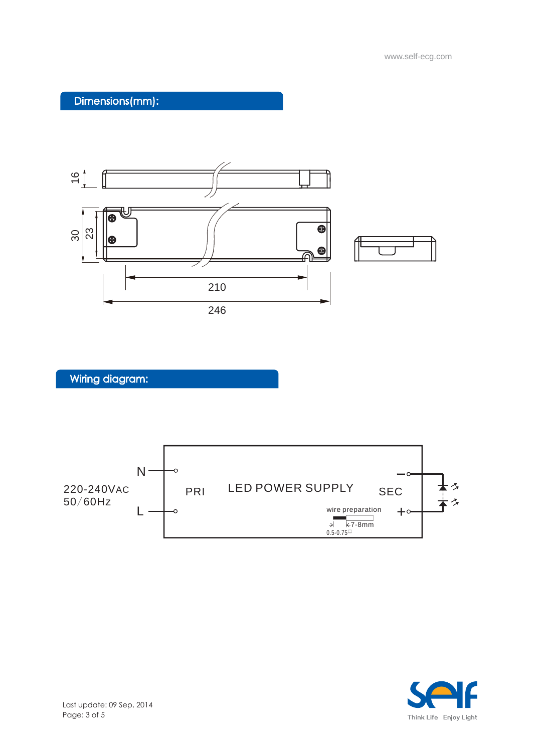## Dimensions(mm):

16

30

23

210

246

## Wiring diagram:

220-240VAC
50/60Hz

N

L

PRI

LED POWER SUPPLY

SEC

−

+

wire preparation

7-8mm

0.5-0.75□

Last update: 09 Sep, 2014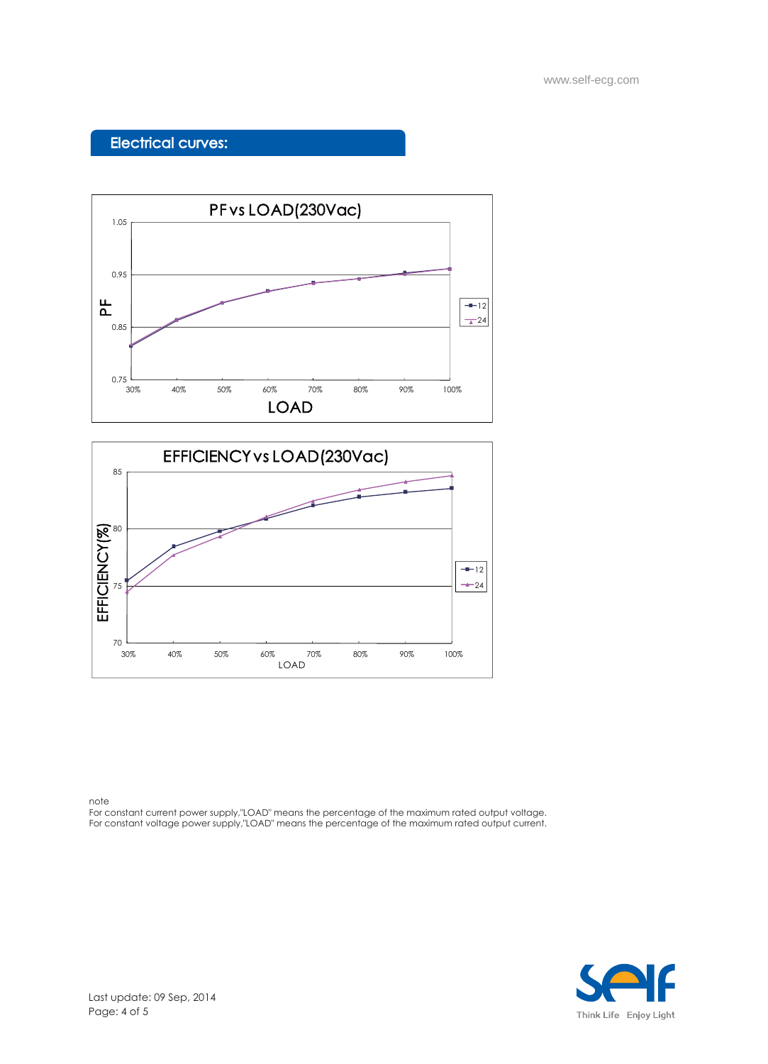## Electrical curves:

PF vs LOAD(230Vac)

EFFICIENCY vs LOAD(230Vac)

note
For constant current power supply,"LOAD" means the percentage of the maximum rated output voltage.
For constant voltage power supply,"LOAD" means the percentage of the maximum rated output current.

Last update: 09 Sep, 2014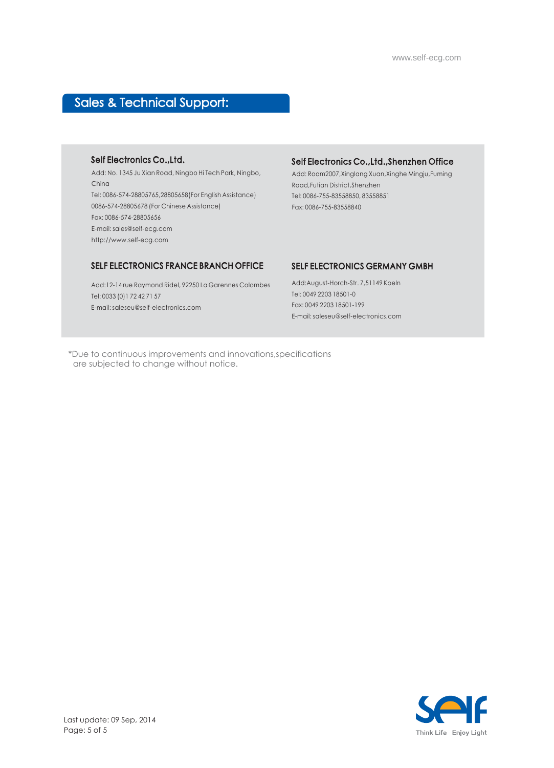## Sales & Technical Support:

### Self Electronics Co.,Ltd.

Add: No. 1345 Ju Xian Road, Ningbo Hi Tech Park, Ningbo, China
Tel: 0086-574-28805765,28805658(For English Assistance)
0086-574-28805678 (For Chinese Assistance)
Fax: 0086-574-28805656
E-mail: sales@self-ecg.com
http://www.self-ecg.com

### Self Electronics Co.,Ltd.,Shenzhen Office

Add: Room2007,Xinglang Xuan,Xinghe Mingju,Fuming Road,Futian District,Shenzhen
Tel: 0086-755-83558850, 83558851
Fax: 0086-755-83558840

### SELF ELECTRONICS FRANCE BRANCH OFFICE

Add:12-14 rue Raymond Ridel, 92250 La Garennes Colombes
Tel: 0033 (0)1 72 42 71 57
E-mail: saleseu@self-electronics.com

### SELF ELECTRONICS GERMANY GMBH

Add:August-Horch-Str. 7,51149 Koeln
Tel: 0049 2203 18501-0
Fax: 0049 2203 18501-199
E-mail: saleseu@self-electronics.com

*Due to continuous improvements and innovations,specifications are subjected to change without notice.

Last update: 09 Sep, 2014

Think Life Enjoy Light